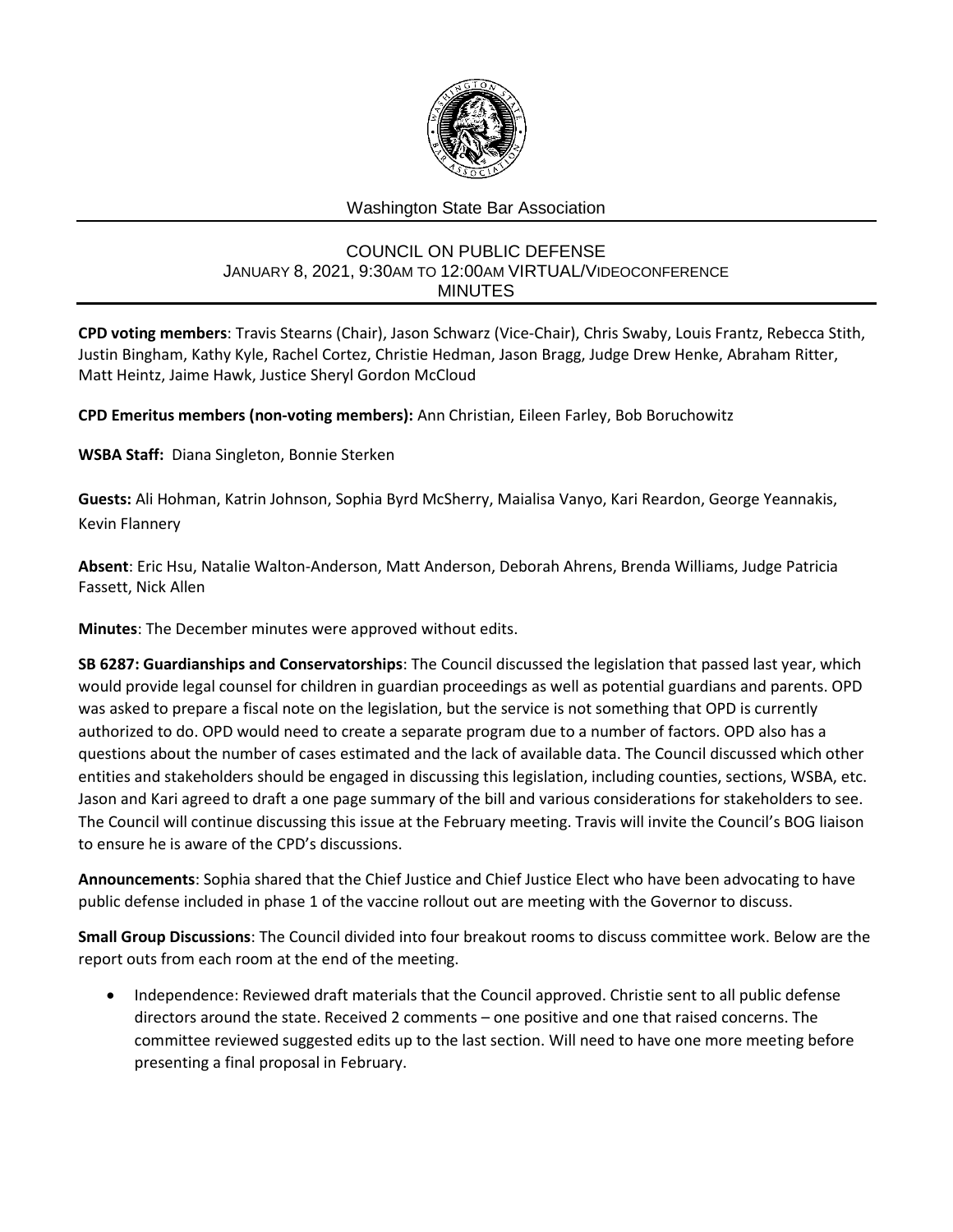Washington State Bar Association

# COUNCIL ON PUBLIC DEFENSE

JANUARY 8, 2021, 9:30AM TO 12:00AM VIRTUAL/VIDEOCONFERENCE

MINUTES

**CPD voting members**: Travis Stearns (Chair), Jason Schwarz (Vice-Chair), Chris Swaby, Louis Frantz, Rebecca Stith, Justin Bingham, Kathy Kyle, Rachel Cortez, Christie Hedman, Jason Bragg, Judge Drew Henke, Abraham Ritter, Matt Heintz, Jaime Hawk, Justice Sheryl Gordon McCloud

**CPD Emeritus members (non-voting members):** Ann Christian, Eileen Farley, Bob Boruchowitz

**WSBA Staff:** Diana Singleton, Bonnie Sterken

**Guests:** Ali Hohman, Katrin Johnson, Sophia Byrd McSherry, Maialisa Vanyo, Kari Reardon, George Yeannakis, Kevin Flannery

**Absent**: Eric Hsu, Natalie Walton-Anderson, Matt Anderson, Deborah Ahrens, Brenda Williams, Judge Patricia Fassett, Nick Allen

**Minutes**: The December minutes were approved without edits.

**SB 6287: Guardianships and Conservatorships**: The Council discussed the legislation that passed last year, which would provide legal counsel for children in guardian proceedings as well as potential guardians and parents. OPD was asked to prepare a fiscal note on the legislation, but the service is not something that OPD is currently authorized to do. OPD would need to create a separate program due to a number of factors. OPD also has a questions about the number of cases estimated and the lack of available data. The Council discussed which other entities and stakeholders should be engaged in discussing this legislation, including counties, sections, WSBA, etc. Jason and Kari agreed to draft a one page summary of the bill and various considerations for stakeholders to see. The Council will continue discussing this issue at the February meeting. Travis will invite the Council's BOG liaison to ensure he is aware of the CPD's discussions.

**Announcements**: Sophia shared that the Chief Justice and Chief Justice Elect who have been advocating to have public defense included in phase 1 of the vaccine rollout out are meeting with the Governor to discuss.

**Small Group Discussions**: The Council divided into four breakout rooms to discuss committee work. Below are the report outs from each room at the end of the meeting.

- Independence: Reviewed draft materials that the Council approved. Christie sent to all public defense directors around the state. Received 2 comments – one positive and one that raised concerns. The committee reviewed suggested edits up to the last section. Will need to have one more meeting before presenting a final proposal in February.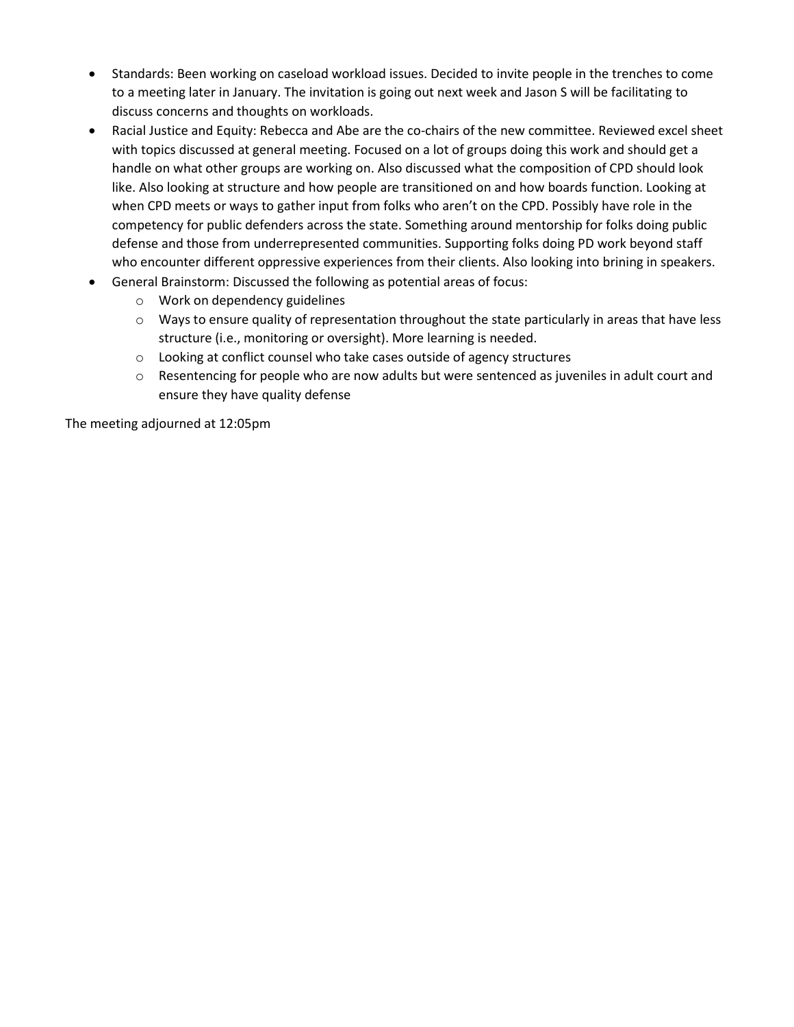- Standards: Been working on caseload workload issues. Decided to invite people in the trenches to come to a meeting later in January. The invitation is going out next week and Jason S will be facilitating to discuss concerns and thoughts on workloads.
- Racial Justice and Equity: Rebecca and Abe are the co-chairs of the new committee. Reviewed excel sheet with topics discussed at general meeting. Focused on a lot of groups doing this work and should get a handle on what other groups are working on. Also discussed what the composition of CPD should look like. Also looking at structure and how people are transitioned on and how boards function. Looking at when CPD meets or ways to gather input from folks who aren't on the CPD. Possibly have role in the competency for public defenders across the state. Something around mentorship for folks doing public defense and those from underrepresented communities. Supporting folks doing PD work beyond staff who encounter different oppressive experiences from their clients. Also looking into brining in speakers.
- General Brainstorm: Discussed the following as potential areas of focus:
  - Work on dependency guidelines
  - Ways to ensure quality of representation throughout the state particularly in areas that have less structure (i.e., monitoring or oversight). More learning is needed.
  - Looking at conflict counsel who take cases outside of agency structures
  - Resentencing for people who are now adults but were sentenced as juveniles in adult court and ensure they have quality defense

The meeting adjourned at 12:05pm